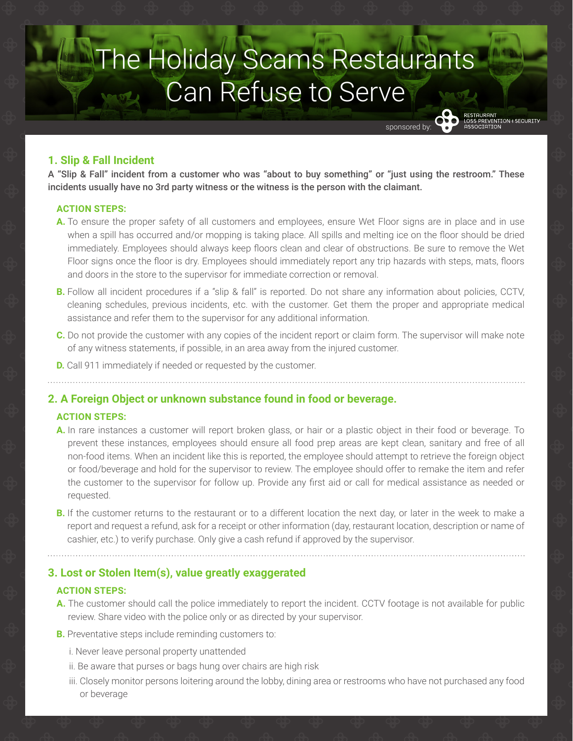# The Holiday Scams Restaurants Can Refuse to Serve

sponsored by: RESTAURANT LOSS PREVENTION & SECURITY ASSOCIATION

## 1. Slip & Fall Incident

**A "Slip & Fall" incident from a customer who was "about to buy something" or "just using the restroom." These incidents usually have no 3rd party witness or the witness is the person with the claimant.**

### ACTION STEPS:

**A.** To ensure the proper safety of all customers and employees, ensure Wet Floor signs are in place and in use when a spill has occurred and/or mopping is taking place. All spills and melting ice on the floor should be dried immediately. Employees should always keep floors clean and clear of obstructions. Be sure to remove the Wet Floor signs once the floor is dry. Employees should immediately report any trip hazards with steps, mats, floors and doors in the store to the supervisor for immediate correction or removal.

**B.** Follow all incident procedures if a "slip & fall" is reported. Do not share any information about policies, CCTV, cleaning schedules, previous incidents, etc. with the customer. Get them the proper and appropriate medical assistance and refer them to the supervisor for any additional information.

**C.** Do not provide the customer with any copies of the incident report or claim form. The supervisor will make note of any witness statements, if possible, in an area away from the injured customer.

**D.** Call 911 immediately if needed or requested by the customer.

## 2. A Foreign Object or unknown substance found in food or beverage.

### ACTION STEPS:

**A.** In rare instances a customer will report broken glass, or hair or a plastic object in their food or beverage. To prevent these instances, employees should ensure all food prep areas are kept clean, sanitary and free of all non-food items. When an incident like this is reported, the employee should attempt to retrieve the foreign object or food/beverage and hold for the supervisor to review. The employee should offer to remake the item and refer the customer to the supervisor for follow up. Provide any first aid or call for medical assistance as needed or requested.

**B.** If the customer returns to the restaurant or to a different location the next day, or later in the week to make a report and request a refund, ask for a receipt or other information (day, restaurant location, description or name of cashier, etc.) to verify purchase. Only give a cash refund if approved by the supervisor.

## 3. Lost or Stolen Item(s), value greatly exaggerated

### ACTION STEPS:

**A.** The customer should call the police immediately to report the incident. CCTV footage is not available for public review. Share video with the police only or as directed by your supervisor.

**B.** Preventative steps include reminding customers to:

i. Never leave personal property unattended

ii. Be aware that purses or bags hung over chairs are high risk

iii. Closely monitor persons loitering around the lobby, dining area or restrooms who have not purchased any food or beverage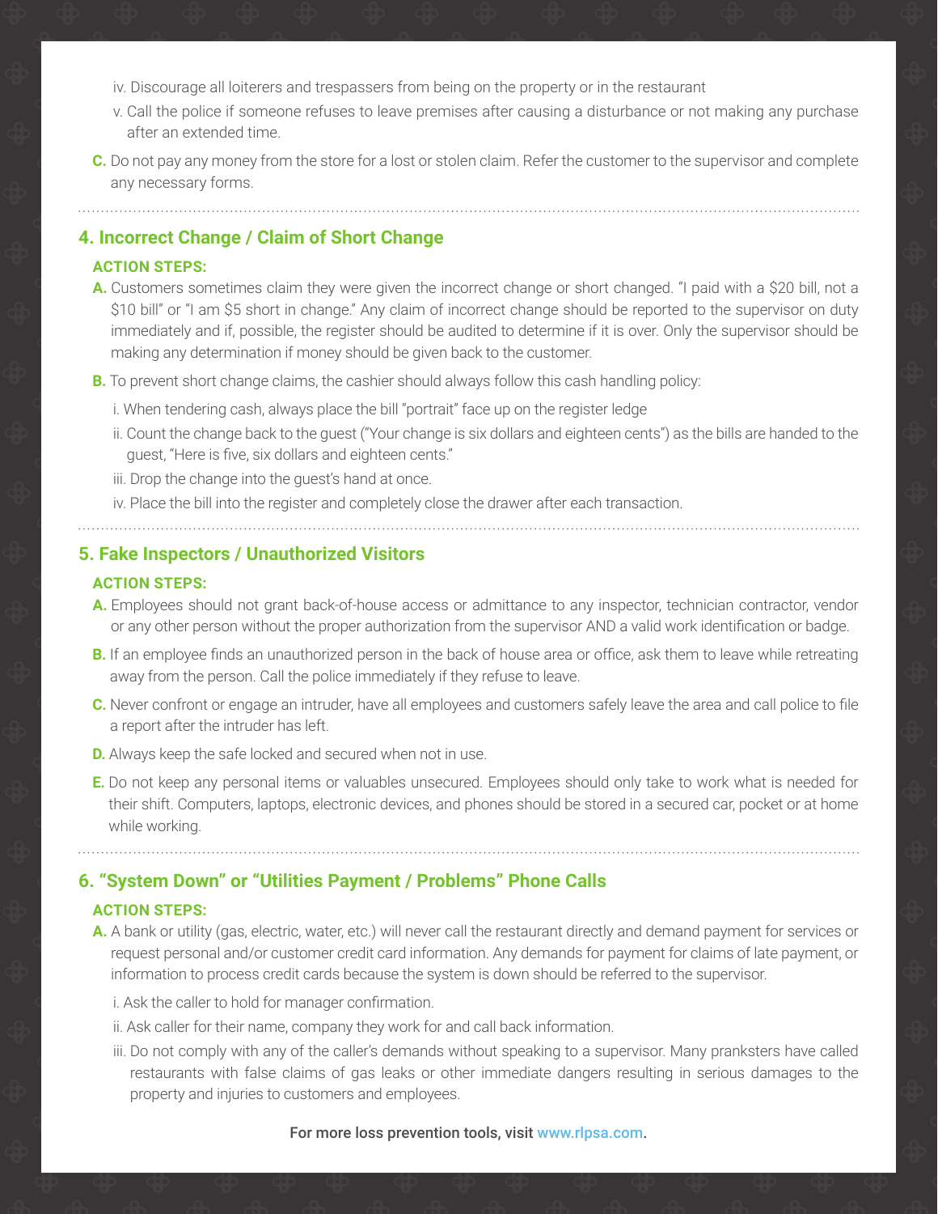iv. Discourage all loiterers and trespassers from being on the property or in the restaurant

v. Call the police if someone refuses to leave premises after causing a disturbance or not making any purchase after an extended time.

**C.** Do not pay any money from the store for a lost or stolen claim. Refer the customer to the supervisor and complete any necessary forms.

## 4. Incorrect Change / Claim of Short Change

**ACTION STEPS:**

**A.** Customers sometimes claim they were given the incorrect change or short changed. "I paid with a $20 bill, not a $10 bill" or "I am $5 short in change." Any claim of incorrect change should be reported to the supervisor on duty immediately and if, possible, the register should be audited to determine if it is over. Only the supervisor should be making any determination if money should be given back to the customer.

**B.** To prevent short change claims, the cashier should always follow this cash handling policy:

i. When tendering cash, always place the bill "portrait" face up on the register ledge

ii. Count the change back to the guest ("Your change is six dollars and eighteen cents") as the bills are handed to the guest, "Here is five, six dollars and eighteen cents."

iii. Drop the change into the guest's hand at once.

iv. Place the bill into the register and completely close the drawer after each transaction.

## 5. Fake Inspectors / Unauthorized Visitors

**ACTION STEPS:**

**A.** Employees should not grant back-of-house access or admittance to any inspector, technician contractor, vendor or any other person without the proper authorization from the supervisor AND a valid work identification or badge.

**B.** If an employee finds an unauthorized person in the back of house area or office, ask them to leave while retreating away from the person. Call the police immediately if they refuse to leave.

**C.** Never confront or engage an intruder, have all employees and customers safely leave the area and call police to file a report after the intruder has left.

**D.** Always keep the safe locked and secured when not in use.

**E.** Do not keep any personal items or valuables unsecured. Employees should only take to work what is needed for their shift. Computers, laptops, electronic devices, and phones should be stored in a secured car, pocket or at home while working.

## 6. "System Down" or "Utilities Payment / Problems" Phone Calls

**ACTION STEPS:**

**A.** A bank or utility (gas, electric, water, etc.) will never call the restaurant directly and demand payment for services or request personal and/or customer credit card information. Any demands for payment for claims of late payment, or information to process credit cards because the system is down should be referred to the supervisor.

i. Ask the caller to hold for manager confirmation.

ii. Ask caller for their name, company they work for and call back information.

iii. Do not comply with any of the caller's demands without speaking to a supervisor. Many pranksters have called restaurants with false claims of gas leaks or other immediate dangers resulting in serious damages to the property and injuries to customers and employees.

For more loss prevention tools, visit www.rlpsa.com.